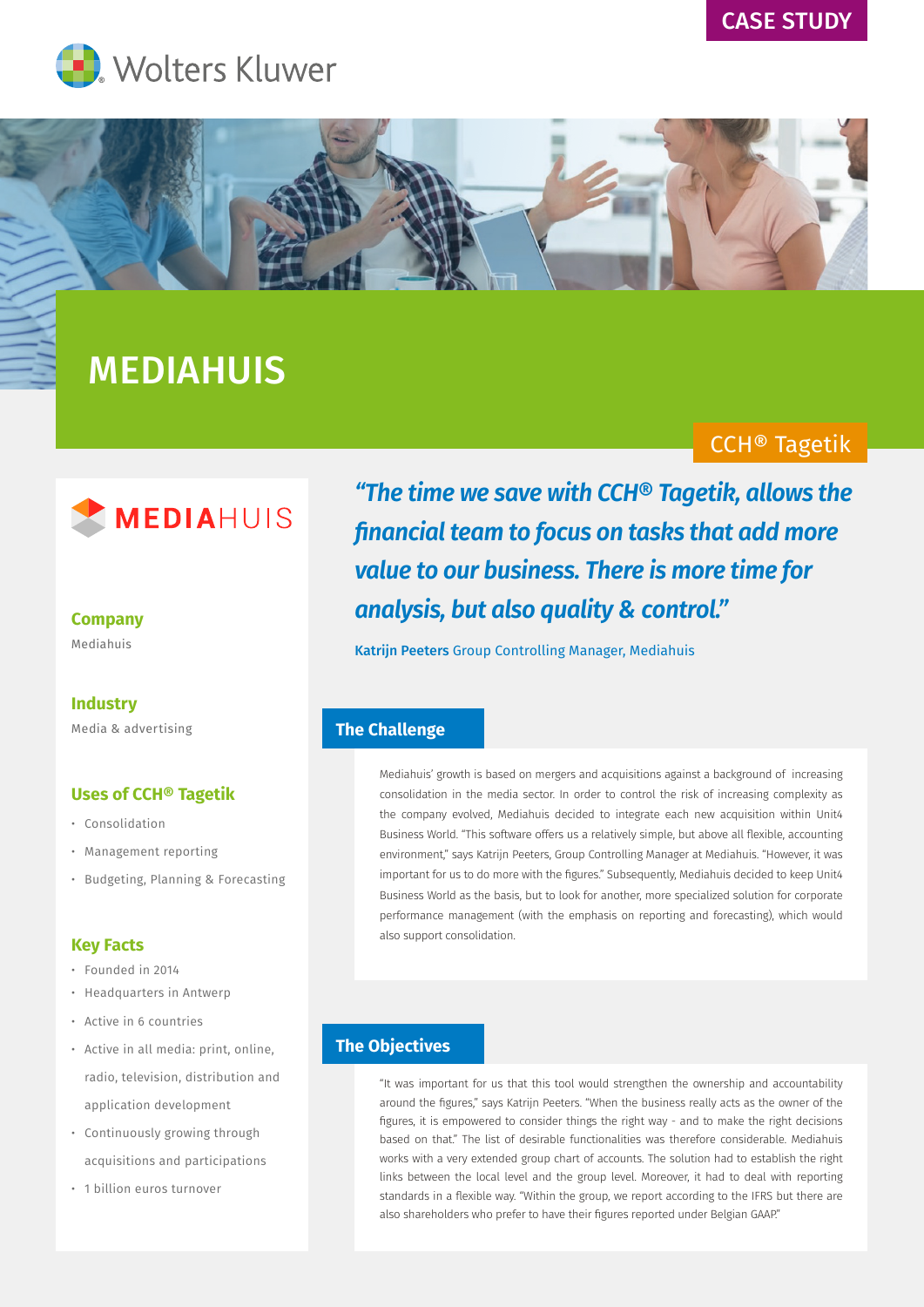CASE STUDY

Wolters Kluwer

# MEDIAHUIS

CCH® Tagetik

MEDIAHUIS

**Company**

Mediahuis

**Industry**

Media & advertising

**Uses of CCH® Tagetik**

- Consolidation
- Management reporting
- Budgeting, Planning & Forecasting

**Key Facts**

- Founded in 2014
- Headquarters in Antwerp
- Active in 6 countries
- Active in all media: print, online, radio, television, distribution and application development
- Continuously growing through acquisitions and participations
- 1 billion euros turnover

> ***"The time we save with CCH® Tagetik, allows the financial team to focus on tasks that add more value to our business. There is more time for analysis, but also quality & control."***

**Katrijn Peeters** Group Controlling Manager, Mediahuis

## The Challenge

Mediahuis' growth is based on mergers and acquisitions against a background of increasing consolidation in the media sector. In order to control the risk of increasing complexity as the company evolved, Mediahuis decided to integrate each new acquisition within Unit4 Business World. "This software offers us a relatively simple, but above all flexible, accounting environment," says Katrijn Peeters, Group Controlling Manager at Mediahuis. "However, it was important for us to do more with the figures." Subsequently, Mediahuis decided to keep Unit4 Business World as the basis, but to look for another, more specialized solution for corporate performance management (with the emphasis on reporting and forecasting), which would also support consolidation.

## The Objectives

"It was important for us that this tool would strengthen the ownership and accountability around the figures," says Katrijn Peeters. "When the business really acts as the owner of the figures, it is empowered to consider things the right way - and to make the right decisions based on that." The list of desirable functionalities was therefore considerable. Mediahuis works with a very extended group chart of accounts. The solution had to establish the right links between the local level and the group level. Moreover, it had to deal with reporting standards in a flexible way. "Within the group, we report according to the IFRS but there are also shareholders who prefer to have their figures reported under Belgian GAAP."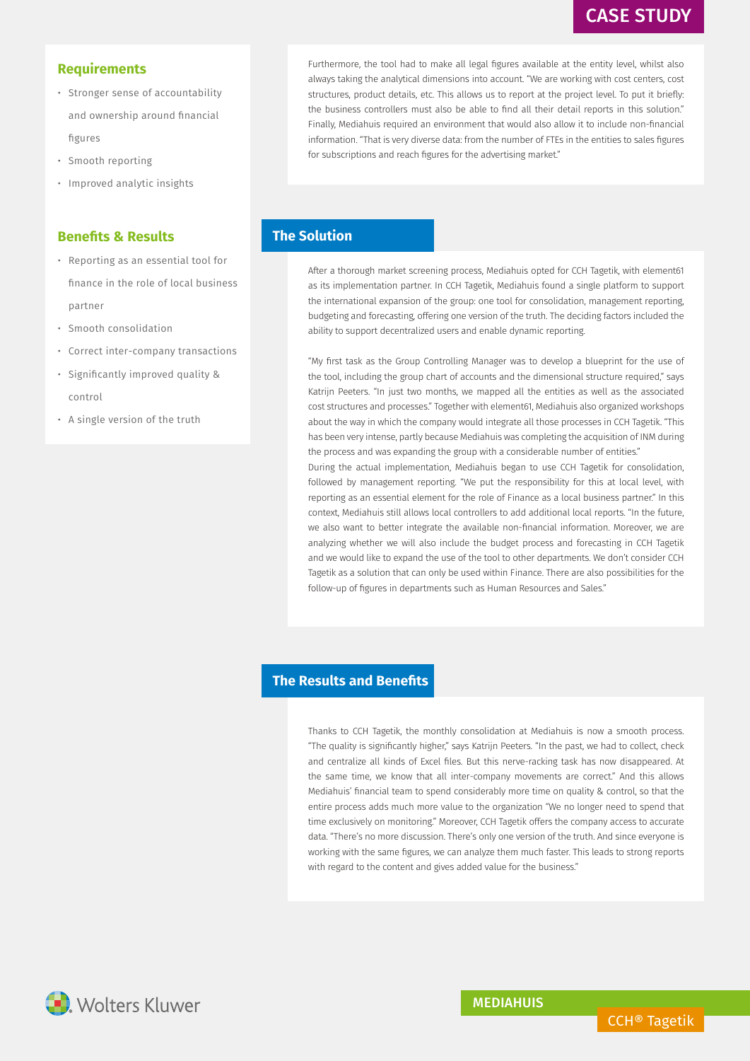## Requirements

- Stronger sense of accountability and ownership around financial figures
- Smooth reporting
- Improved analytic insights

## Benefits & Results

- Reporting as an essential tool for finance in the role of local business partner
- Smooth consolidation
- Correct inter-company transactions
- Significantly improved quality & control
- A single version of the truth

Furthermore, the tool had to make all legal figures available at the entity level, whilst also always taking the analytical dimensions into account. "We are working with cost centers, cost structures, product details, etc. This allows us to report at the project level. To put it briefly: the business controllers must also be able to find all their detail reports in this solution." Finally, Mediahuis required an environment that would also allow it to include non-financial information. "That is very diverse data: from the number of FTEs in the entities to sales figures for subscriptions and reach figures for the advertising market."

## The Solution

After a thorough market screening process, Mediahuis opted for CCH Tagetik, with element61 as its implementation partner. In CCH Tagetik, Mediahuis found a single platform to support the international expansion of the group: one tool for consolidation, management reporting, budgeting and forecasting, offering one version of the truth. The deciding factors included the ability to support decentralized users and enable dynamic reporting.

"My first task as the Group Controlling Manager was to develop a blueprint for the use of the tool, including the group chart of accounts and the dimensional structure required," says Katrijn Peeters. "In just two months, we mapped all the entities as well as the associated cost structures and processes." Together with element61, Mediahuis also organized workshops about the way in which the company would integrate all those processes in CCH Tagetik. "This has been very intense, partly because Mediahuis was completing the acquisition of INM during the process and was expanding the group with a considerable number of entities."

During the actual implementation, Mediahuis began to use CCH Tagetik for consolidation, followed by management reporting. "We put the responsibility for this at local level, with reporting as an essential element for the role of Finance as a local business partner." In this context, Mediahuis still allows local controllers to add additional local reports. "In the future, we also want to better integrate the available non-financial information. Moreover, we are analyzing whether we will also include the budget process and forecasting in CCH Tagetik and we would like to expand the use of the tool to other departments. We don't consider CCH Tagetik as a solution that can only be used within Finance. There are also possibilities for the follow-up of figures in departments such as Human Resources and Sales."

## The Results and Benefits

Thanks to CCH Tagetik, the monthly consolidation at Mediahuis is now a smooth process. "The quality is significantly higher," says Katrijn Peeters. "In the past, we had to collect, check and centralize all kinds of Excel files. But this nerve-racking task has now disappeared. At the same time, we know that all inter-company movements are correct." And this allows Mediahuis' financial team to spend considerably more time on quality & control, so that the entire process adds much more value to the organization "We no longer need to spend that time exclusively on monitoring." Moreover, CCH Tagetik offers the company access to accurate data. "There's no more discussion. There's only one version of the truth. And since everyone is working with the same figures, we can analyze them much faster. This leads to strong reports with regard to the content and gives added value for the business."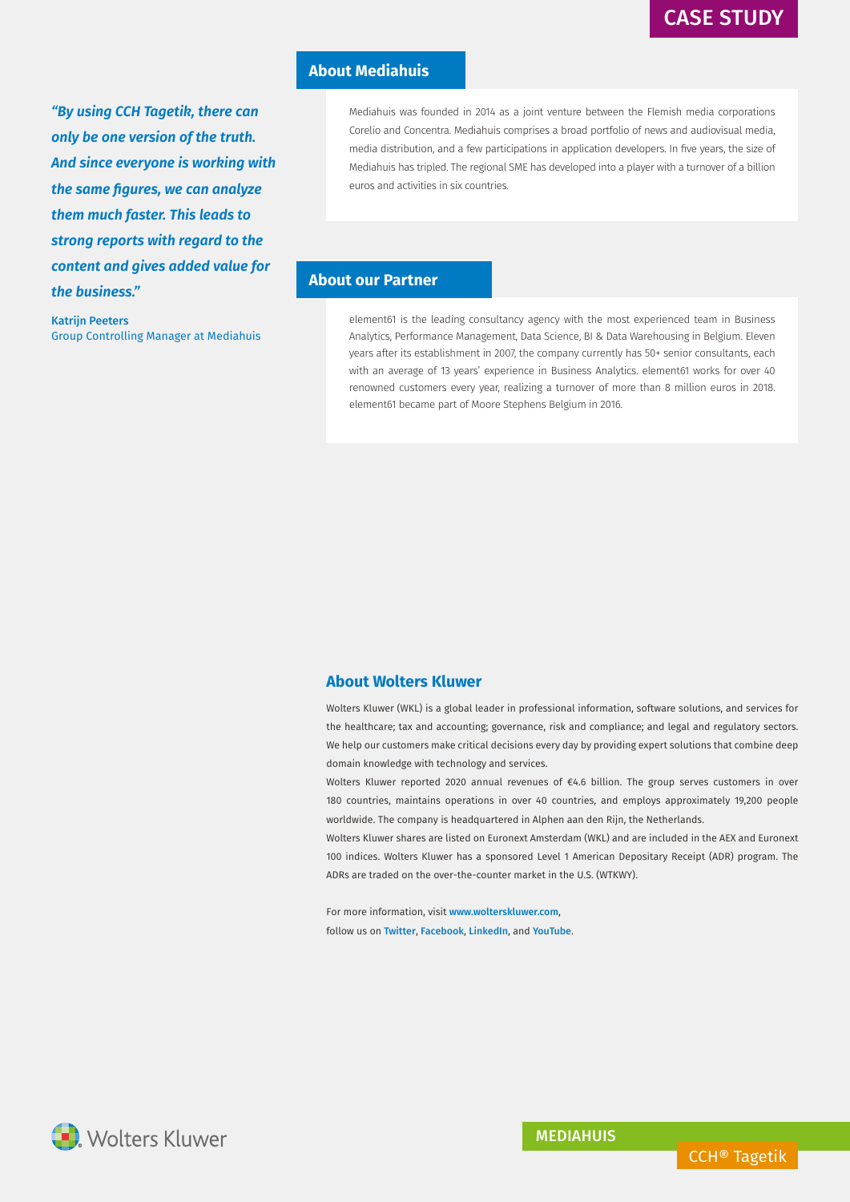## About Mediahuis

Mediahuis was founded in 2014 as a joint venture between the Flemish media corporations Corelio and Concentra. Mediahuis comprises a broad portfolio of news and audiovisual media, media distribution, and a few participations in application developers. In five years, the size of Mediahuis has tripled. The regional SME has developed into a player with a turnover of a billion euros and activities in six countries.

***"By using CCH Tagetik, there can only be one version of the truth. And since everyone is working with the same figures, we can analyze them much faster. This leads to strong reports with regard to the content and gives added value for the business."***

**Katrijn Peeters**
Group Controlling Manager at Mediahuis

## About our Partner

element61 is the leading consultancy agency with the most experienced team in Business Analytics, Performance Management, Data Science, BI & Data Warehousing in Belgium. Eleven years after its establishment in 2007, the company currently has 50+ senior consultants, each with an average of 13 years' experience in Business Analytics. element61 works for over 40 renowned customers every year, realizing a turnover of more than 8 million euros in 2018. element61 became part of Moore Stephens Belgium in 2016.

## About Wolters Kluwer

Wolters Kluwer (WKL) is a global leader in professional information, software solutions, and services for the healthcare; tax and accounting; governance, risk and compliance; and legal and regulatory sectors. We help our customers make critical decisions every day by providing expert solutions that combine deep domain knowledge with technology and services.

Wolters Kluwer reported 2020 annual revenues of €4.6 billion. The group serves customers in over 180 countries, maintains operations in over 40 countries, and employs approximately 19,200 people worldwide. The company is headquartered in Alphen aan den Rijn, the Netherlands.

Wolters Kluwer shares are listed on Euronext Amsterdam (WKL) and are included in the AEX and Euronext 100 indices. Wolters Kluwer has a sponsored Level 1 American Depositary Receipt (ADR) program. The ADRs are traded on the over-the-counter market in the U.S. (WTKWY).

For more information, visit **www.wolterskluwer.com**,
follow us on **Twitter**, **Facebook**, **LinkedIn**, and **YouTube**.